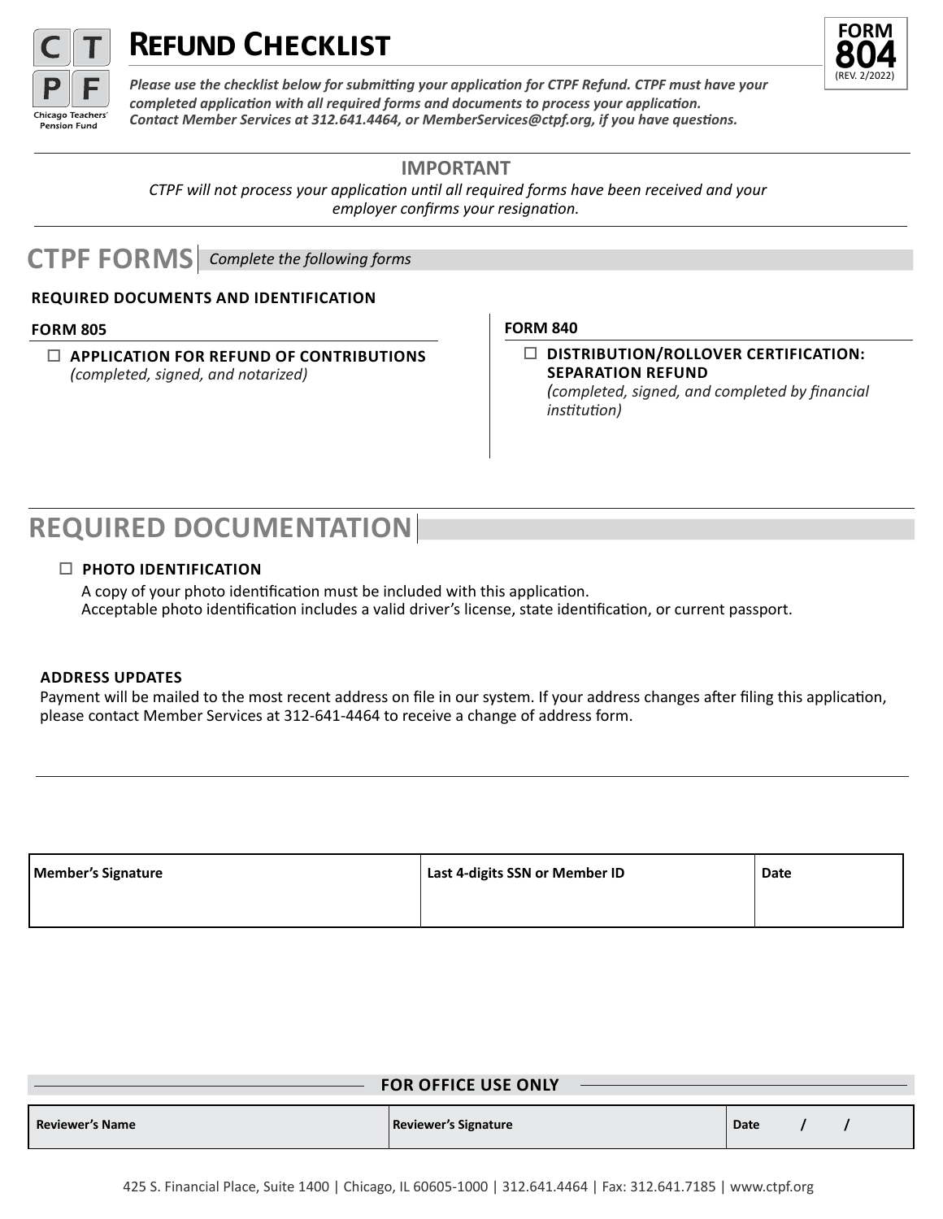# Refund Checklist

**FORM 804**
(REV. 2/2022)

***Please use the checklist below for submitting your application for CTPF Refund. CTPF must have your completed application with all required forms and documents to process your application. Contact Member Services at 312.641.4464, or MemberServices@ctpf.org, if you have questions.***

### IMPORTANT

*CTPF will not process your application until all required forms have been received and your employer confirms your resignation.*

## CTPF FORMS

*Complete the following forms*

**REQUIRED DOCUMENTS AND IDENTIFICATION**

**FORM 805**

☐ **APPLICATION FOR REFUND OF CONTRIBUTIONS**
*(completed, signed, and notarized)*

**FORM 840**

☐ **DISTRIBUTION/ROLLOVER CERTIFICATION: SEPARATION REFUND**
*(completed, signed, and completed by financial institution)*

## REQUIRED DOCUMENTATION

☐ **PHOTO IDENTIFICATION**

A copy of your photo identification must be included with this application.
Acceptable photo identification includes a valid driver's license, state identification, or current passport.

**ADDRESS UPDATES**

Payment will be mailed to the most recent address on file in our system. If your address changes after filing this application, please contact Member Services at 312-641-4464 to receive a change of address form.

| Member's Signature | Last 4-digits SSN or Member ID | Date |
|---|---|---|
| | | |

**FOR OFFICE USE ONLY**

| Reviewer's Name | Reviewer's Signature | Date / / |
|---|---|---|

425 S. Financial Place, Suite 1400 | Chicago, IL 60605-1000 | 312.641.4464 | Fax: 312.641.7185 | www.ctpf.org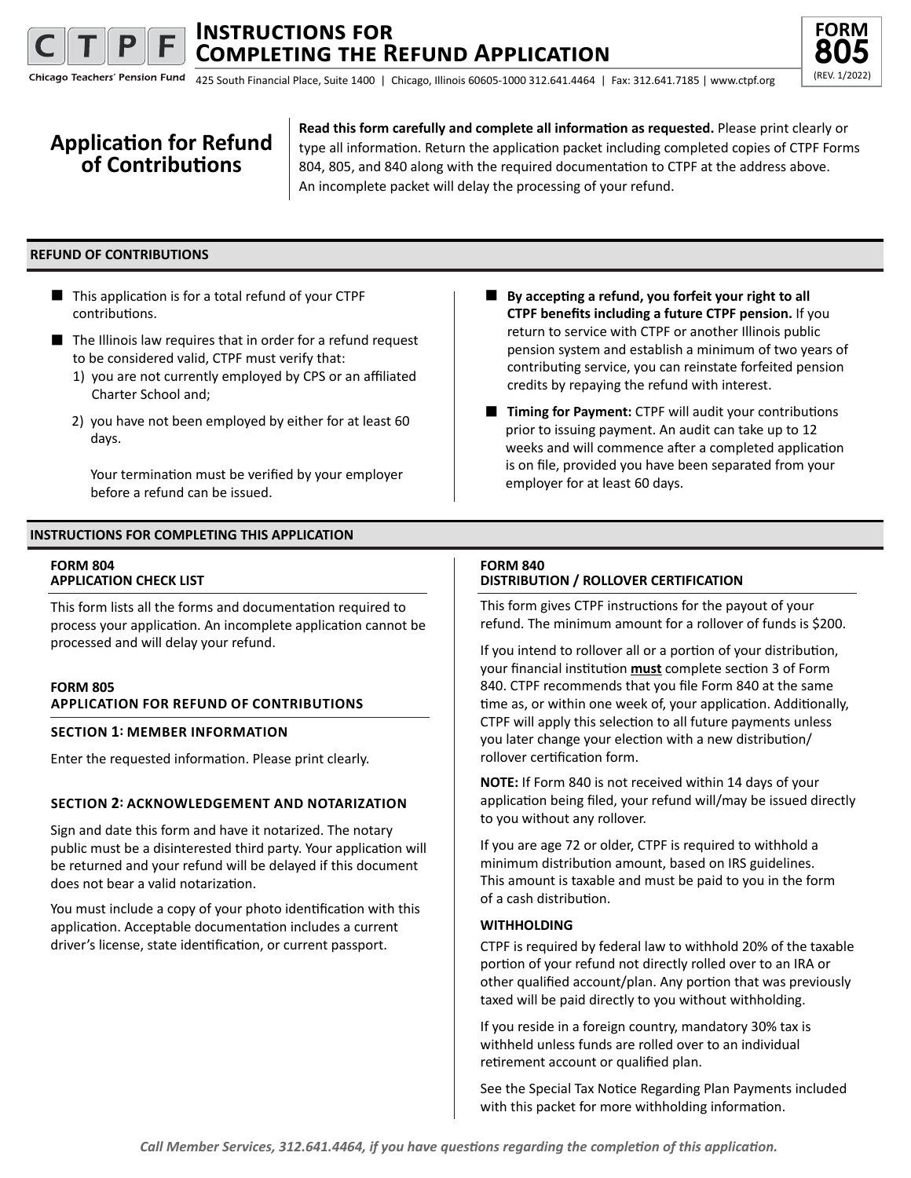# Instructions for Completing the Refund Application

**FORM 805** (REV. 1/2022)

Chicago Teachers' Pension Fund 425 South Financial Place, Suite 1400 | Chicago, Illinois 60605-1000 312.641.4464 | Fax: 312.641.7185 | www.ctpf.org

## Application for Refund of Contributions

**Read this form carefully and complete all information as requested.** Please print clearly or type all information. Return the application packet including completed copies of CTPF Forms 804, 805, and 840 along with the required documentation to CTPF at the address above. An incomplete packet will delay the processing of your refund.

## REFUND OF CONTRIBUTIONS

- This application is for a total refund of your CTPF contributions.
- The Illinois law requires that in order for a refund request to be considered valid, CTPF must verify that:
  1) you are not currently employed by CPS or an affiliated Charter School and;
  2) you have not been employed by either for at least 60 days.

  Your termination must be verified by your employer before a refund can be issued.
- **By accepting a refund, you forfeit your right to all CTPF benefits including a future CTPF pension.** If you return to service with CTPF or another Illinois public pension system and establish a minimum of two years of contributing service, you can reinstate forfeited pension credits by repaying the refund with interest.
- **Timing for Payment:** CTPF will audit your contributions prior to issuing payment. An audit can take up to 12 weeks and will commence after a completed application is on file, provided you have been separated from your employer for at least 60 days.

## INSTRUCTIONS FOR COMPLETING THIS APPLICATION

### FORM 804
### APPLICATION CHECK LIST

This form lists all the forms and documentation required to process your application. An incomplete application cannot be processed and will delay your refund.

### FORM 805
### APPLICATION FOR REFUND OF CONTRIBUTIONS

#### SECTION 1: MEMBER INFORMATION

Enter the requested information. Please print clearly.

#### SECTION 2: ACKNOWLEDGEMENT AND NOTARIZATION

Sign and date this form and have it notarized. The notary public must be a disinterested third party. Your application will be returned and your refund will be delayed if this document does not bear a valid notarization.

You must include a copy of your photo identification with this application. Acceptable documentation includes a current driver's license, state identification, or current passport.

### FORM 840
### DISTRIBUTION / ROLLOVER CERTIFICATION

This form gives CTPF instructions for the payout of your refund. The minimum amount for a rollover of funds is $200.

If you intend to rollover all or a portion of your distribution, your financial institution **must** complete section 3 of Form 840. CTPF recommends that you file Form 840 at the same time as, or within one week of, your application. Additionally, CTPF will apply this selection to all future payments unless you later change your election with a new distribution/ rollover certification form.

**NOTE:** If Form 840 is not received within 14 days of your application being filed, your refund will/may be issued directly to you without any rollover.

If you are age 72 or older, CTPF is required to withhold a minimum distribution amount, based on IRS guidelines. This amount is taxable and must be paid to you in the form of a cash distribution.

#### WITHHOLDING

CTPF is required by federal law to withhold 20% of the taxable portion of your refund not directly rolled over to an IRA or other qualified account/plan. Any portion that was previously taxed will be paid directly to you without withholding.

If you reside in a foreign country, mandatory 30% tax is withheld unless funds are rolled over to an individual retirement account or qualified plan.

See the Special Tax Notice Regarding Plan Payments included with this packet for more withholding information.

*Call Member Services, 312.641.4464, if you have questions regarding the completion of this application.*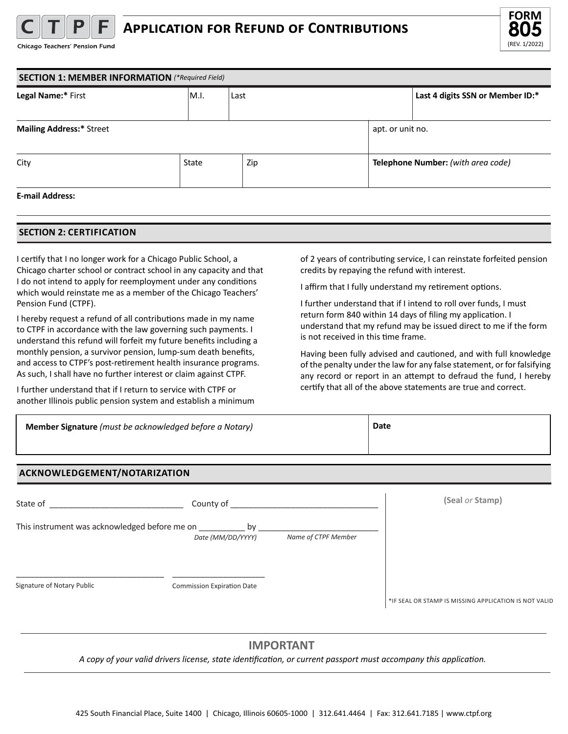CTPF

Chicago Teachers' Pension Fund

# Application for Refund of Contributions

**FORM 805**
(REV. 1/2022)

## SECTION 1: MEMBER INFORMATION *(*Required Field)*

| **Legal Name:*** First | M.I. | Last | **Last 4 digits SSN or Member ID:*** |
|---|---|---|---|
| | | | |

| **Mailing Address:*** Street | apt. or unit no. |
|---|---|
| | |

| City | State | Zip | **Telephone Number:** *(with area code)* |
|---|---|---|---|
| | | | |

**E-mail Address:**

## SECTION 2: CERTIFICATION

I certify that I no longer work for a Chicago Public School, a Chicago charter school or contract school in any capacity and that I do not intend to apply for reemployment under any conditions which would reinstate me as a member of the Chicago Teachers' Pension Fund (CTPF).

I hereby request a refund of all contributions made in my name to CTPF in accordance with the law governing such payments. I understand this refund will forfeit my future benefits including a monthly pension, a survivor pension, lump-sum death benefits, and access to CTPF's post-retirement health insurance programs. As such, I shall have no further interest or claim against CTPF.

I further understand that if I return to service with CTPF or another Illinois public pension system and establish a minimum of 2 years of contributing service, I can reinstate forfeited pension credits by repaying the refund with interest.

I affirm that I fully understand my retirement options.

I further understand that if I intend to roll over funds, I must return form 840 within 14 days of filing my application. I understand that my refund may be issued direct to me if the form is not received in this time frame.

Having been fully advised and cautioned, and with full knowledge of the penalty under the law for any false statement, or for falsifying any record or report in an attempt to defraud the fund, I hereby certify that all of the above statements are true and correct.

| **Member Signature** *(must be acknowledged before a Notary)* | **Date** |
|---|---|
| | |

## ACKNOWLEDGEMENT/NOTARIZATION

State of ____________________________ County of ________________________________

This instrument was acknowledged before me on __________ by __________________________
*Date (MM/DD/YYYY)* *Name of CTPF Member*

________________________________ ____________________
Signature of Notary Public Commission Expiration Date

**(Seal** *or* **Stamp)**

*IF SEAL OR STAMP IS MISSING APPLICATION IS NOT VALID

## IMPORTANT

*A copy of your valid drivers license, state identification, or current passport must accompany this application.*

425 South Financial Place, Suite 1400 | Chicago, Illinois 60605-1000 | 312.641.4464 | Fax: 312.641.7185 | www.ctpf.org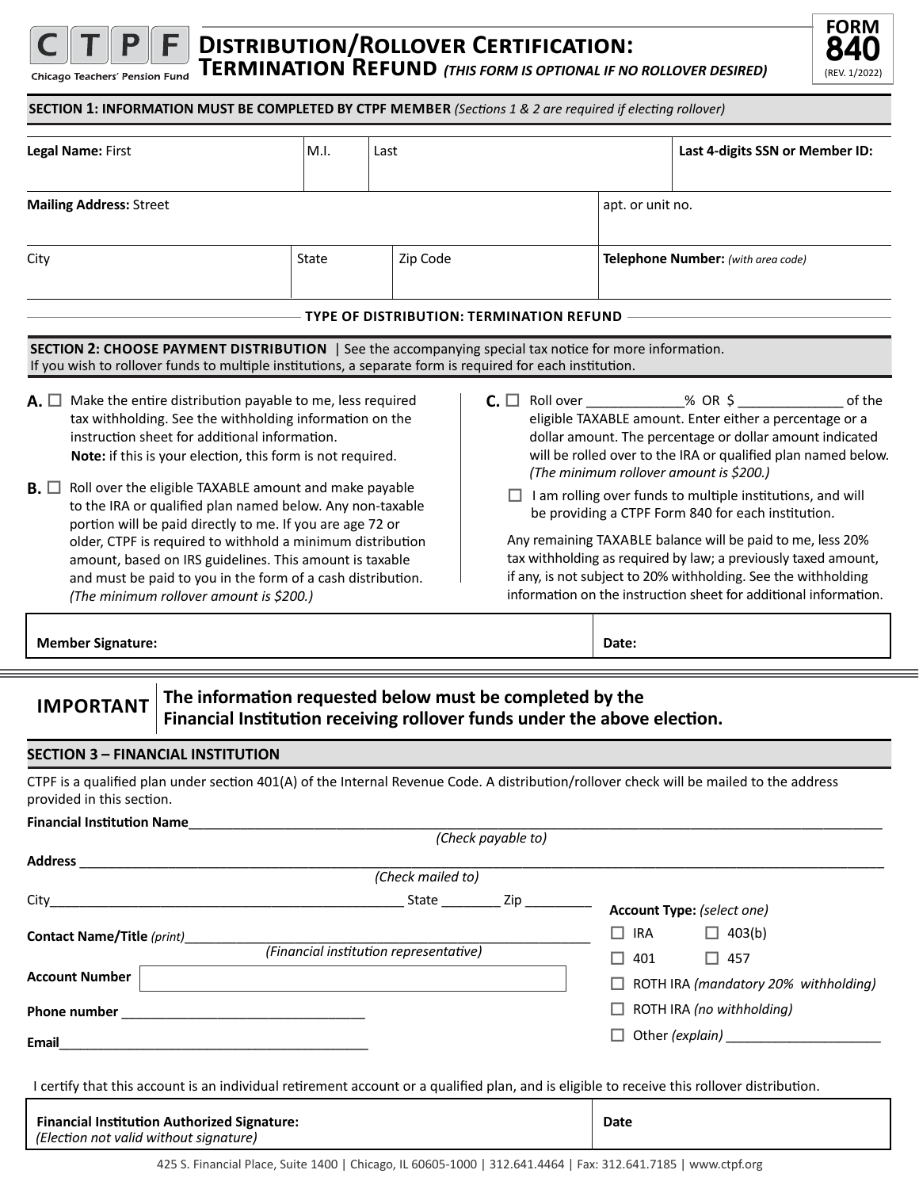# CTPF Chicago Teachers' Pension Fund

## Distribution/Rollover Certification: Termination Refund *(This form is optional if no rollover desired)*

**FORM 840** (REV. 1/2022)

### SECTION 1: INFORMATION MUST BE COMPLETED BY CTPF MEMBER *(Sections 1 & 2 are required if electing rollover)*

| **Legal Name:** First | M.I. | Last | **Last 4-digits SSN or Member ID:** |
|---|---|---|---|
| | | | |

| **Mailing Address:** Street | apt. or unit no. |
|---|---|
| | |

| City | State | Zip Code | **Telephone Number:** *(with area code)* |
|---|---|---|---|
| | | | |

**TYPE OF DISTRIBUTION: TERMINATION REFUND**

### SECTION 2: CHOOSE PAYMENT DISTRIBUTION | See the accompanying special tax notice for more information.

If you wish to rollover funds to multiple institutions, a separate form is required for each institution.

**A.** ☐ Make the entire distribution payable to me, less required tax withholding. See the withholding information on the instruction sheet for additional information.
**Note:** if this is your election, this form is not required.

**B.** ☐ Roll over the eligible TAXABLE amount and make payable to the IRA or qualified plan named below. Any non-taxable portion will be paid directly to me. If you are age 72 or older, CTPF is required to withhold a minimum distribution amount, based on IRS guidelines. This amount is taxable and must be paid to you in the form of a cash distribution. *(The minimum rollover amount is $200.)*

**C.** ☐ Roll over _____________% OR $ ______________ of the eligible TAXABLE amount. Enter either a percentage or a dollar amount. The percentage or dollar amount indicated will be rolled over to the IRA or qualified plan named below. *(The minimum rollover amount is $200.)*

☐ I am rolling over funds to multiple institutions, and will be providing a CTPF Form 840 for each institution.

Any remaining TAXABLE balance will be paid to me, less 20% tax withholding as required by law; a previously taxed amount, if any, is not subject to 20% withholding. See the withholding information on the instruction sheet for additional information.

| **Member Signature:** | **Date:** |
|---|---|
| | |

**IMPORTANT** | **The information requested below must be completed by the Financial Institution receiving rollover funds under the above election.**

### SECTION 3 – FINANCIAL INSTITUTION

CTPF is a qualified plan under section 401(A) of the Internal Revenue Code. A distribution/rollover check will be mailed to the address provided in this section.

**Financial Institution Name**______________________________________________
*(Check payable to)*

**Address** ______________________________________________
*(Check mailed to)*

City_______________________________ State ________ Zip _________

**Contact Name/Title** *(print)*_______________________________
*(Financial institution representative)*

**Account Number** ______________________________

**Phone number** _________________________________

**Email**__________________________________________

**Account Type:** *(select one)*

☐ IRA ☐ 403(b)

☐ 401 ☐ 457

☐ ROTH IRA *(mandatory 20% withholding)*

☐ ROTH IRA *(no withholding)*

☐ Other *(explain)* _____________________

I certify that this account is an individual retirement account or a qualified plan, and is eligible to receive this rollover distribution.

| **Financial Institution Authorized Signature:** *(Election not valid without signature)* | **Date** |
|---|---|
| | |

425 S. Financial Place, Suite 1400 | Chicago, IL 60605-1000 | 312.641.4464 | Fax: 312.641.7185 | www.ctpf.org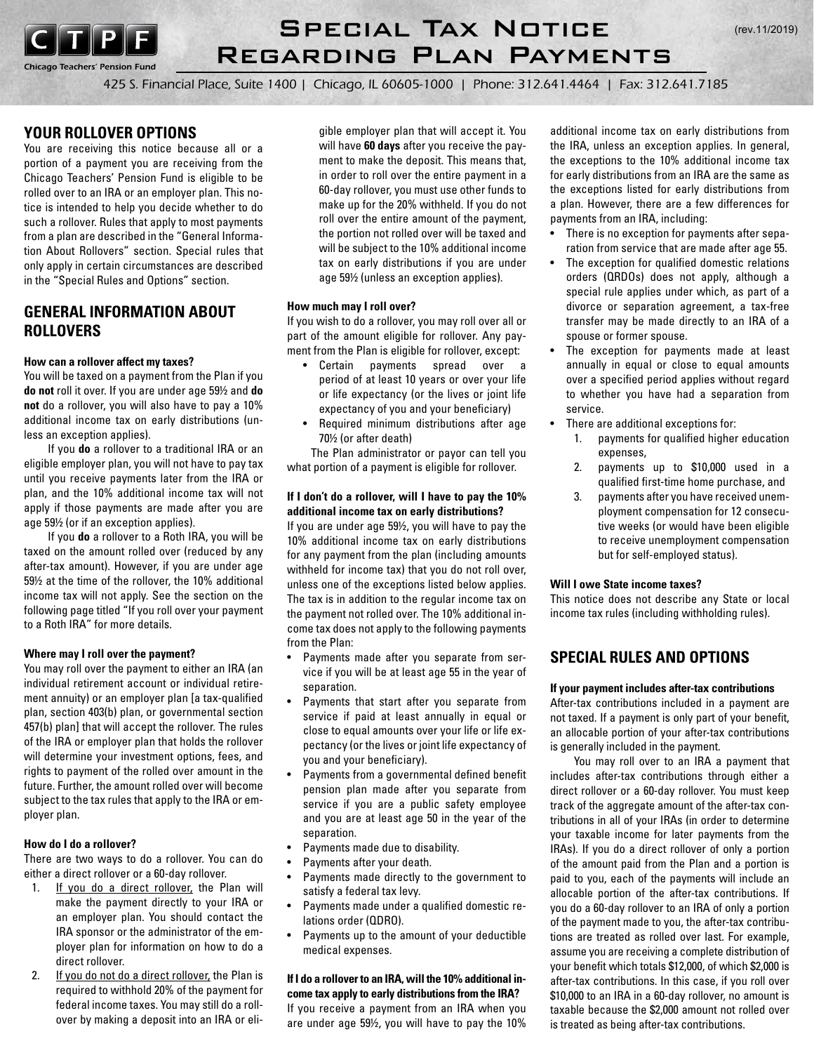# Special Tax Notice Regarding Plan Payments

(rev.11/2019)

Chicago Teachers' Pension Fund

425 S. Financial Place, Suite 1400 | Chicago, IL 60605-1000 | Phone: 312.641.4464 | Fax: 312.641.7185

## YOUR ROLLOVER OPTIONS

You are receiving this notice because all or a portion of a payment you are receiving from the Chicago Teachers' Pension Fund is eligible to be rolled over to an IRA or an employer plan. This notice is intended to help you decide whether to do such a rollover. Rules that apply to most payments from a plan are described in the "General Information About Rollovers" section. Special rules that only apply in certain circumstances are described in the "Special Rules and Options" section.

## GENERAL INFORMATION ABOUT ROLLOVERS

#### How can a rollover affect my taxes?

You will be taxed on a payment from the Plan if you **do not** roll it over. If you are under age 59½ and **do not** do a rollover, you will also have to pay a 10% additional income tax on early distributions (unless an exception applies).

If you **do** a rollover to a traditional IRA or an eligible employer plan, you will not have to pay tax until you receive payments later from the IRA or plan, and the 10% additional income tax will not apply if those payments are made after you are age 59½ (or if an exception applies).

If you **do** a rollover to a Roth IRA, you will be taxed on the amount rolled over (reduced by any after-tax amount). However, if you are under age 59½ at the time of the rollover, the 10% additional income tax will not apply. See the section on the following page titled "If you roll over your payment to a Roth IRA" for more details.

#### Where may I roll over the payment?

You may roll over the payment to either an IRA (an individual retirement account or individual retirement annuity) or an employer plan [a tax-qualified plan, section 403(b) plan, or governmental section 457(b) plan] that will accept the rollover. The rules of the IRA or employer plan that holds the rollover will determine your investment options, fees, and rights to payment of the rolled over amount in the future. Further, the amount rolled over will become subject to the tax rules that apply to the IRA or employer plan.

#### How do I do a rollover?

There are two ways to do a rollover. You can do either a direct rollover or a 60-day rollover.

1. If you do a direct rollover, the Plan will make the payment directly to your IRA or an employer plan. You should contact the IRA sponsor or the administrator of the employer plan for information on how to do a direct rollover.
2. If you do not do a direct rollover, the Plan is required to withhold 20% of the payment for federal income taxes. You may still do a rollover by making a deposit into an IRA or eligible employer plan that will accept it. You will have **60 days** after you receive the payment to make the deposit. This means that, in order to roll over the entire payment in a 60-day rollover, you must use other funds to make up for the 20% withheld. If you do not roll over the entire amount of the payment, the portion not rolled over will be taxed and will be subject to the 10% additional income tax on early distributions if you are under age 59½ (unless an exception applies).

#### How much may I roll over?

If you wish to do a rollover, you may roll over all or part of the amount eligible for rollover. Any payment from the Plan is eligible for rollover, except:

- Certain payments spread over a period of at least 10 years or over your life or life expectancy (or the lives or joint life expectancy of you and your beneficiary)
- Required minimum distributions after age 70½ (or after death)

The Plan administrator or payor can tell you what portion of a payment is eligible for rollover.

#### If I don't do a rollover, will I have to pay the 10% additional income tax on early distributions?

If you are under age 59½, you will have to pay the 10% additional income tax on early distributions for any payment from the plan (including amounts withheld for income tax) that you do not roll over, unless one of the exceptions listed below applies. The tax is in addition to the regular income tax on the payment not rolled over. The 10% additional income tax does not apply to the following payments from the Plan:

- Payments made after you separate from service if you will be at least age 55 in the year of separation.
- Payments that start after you separate from service if paid at least annually in equal or close to equal amounts over your life or life expectancy (or the lives or joint life expectancy of you and your beneficiary).
- Payments from a governmental defined benefit pension plan made after you separate from service if you are a public safety employee and you are at least age 50 in the year of the separation.
- Payments made due to disability.
- Payments after your death.
- Payments made directly to the government to satisfy a federal tax levy.
- Payments made under a qualified domestic relations order (QDRO).
- Payments up to the amount of your deductible medical expenses.

#### If I do a rollover to an IRA, will the 10% additional income tax apply to early distributions from the IRA?

If you receive a payment from an IRA when you are under age 59½, you will have to pay the 10% additional income tax on early distributions from the IRA, unless an exception applies. In general, the exceptions to the 10% additional income tax for early distributions from an IRA are the same as the exceptions listed for early distributions from a plan. However, there are a few differences for payments from an IRA, including:

- There is no exception for payments after separation from service that are made after age 55.
- The exception for qualified domestic relations orders (QRDOs) does not apply, although a special rule applies under which, as part of a divorce or separation agreement, a tax-free transfer may be made directly to an IRA of a spouse or former spouse.
- The exception for payments made at least annually in equal or close to equal amounts over a specified period applies without regard to whether you have had a separation from service.
- There are additional exceptions for:
  1. payments for qualified higher education expenses,
  2. payments up to $10,000 used in a qualified first-time home purchase, and
  3. payments after you have received unemployment compensation for 12 consecutive weeks (or would have been eligible to receive unemployment compensation but for self-employed status).

#### Will I owe State income taxes?

This notice does not describe any State or local income tax rules (including withholding rules).

## SPECIAL RULES AND OPTIONS

#### If your payment includes after-tax contributions

After-tax contributions included in a payment are not taxed. If a payment is only part of your benefit, an allocable portion of your after-tax contributions is generally included in the payment.

You may roll over to an IRA a payment that includes after-tax contributions through either a direct rollover or a 60-day rollover. You must keep track of the aggregate amount of the after-tax contributions in all of your IRAs (in order to determine your taxable income for later payments from the IRAs). If you do a direct rollover of only a portion of the amount paid from the Plan and a portion is paid to you, each of the payments will include an allocable portion of the after-tax contributions. If you do a 60-day rollover to an IRA of only a portion of the payment made to you, the after-tax contributions are treated as rolled over last. For example, assume you are receiving a complete distribution of your benefit which totals $12,000, of which $2,000 is after-tax contributions. In this case, if you roll over $10,000 to an IRA in a 60-day rollover, no amount is taxable because the $2,000 amount not rolled over is treated as being after-tax contributions.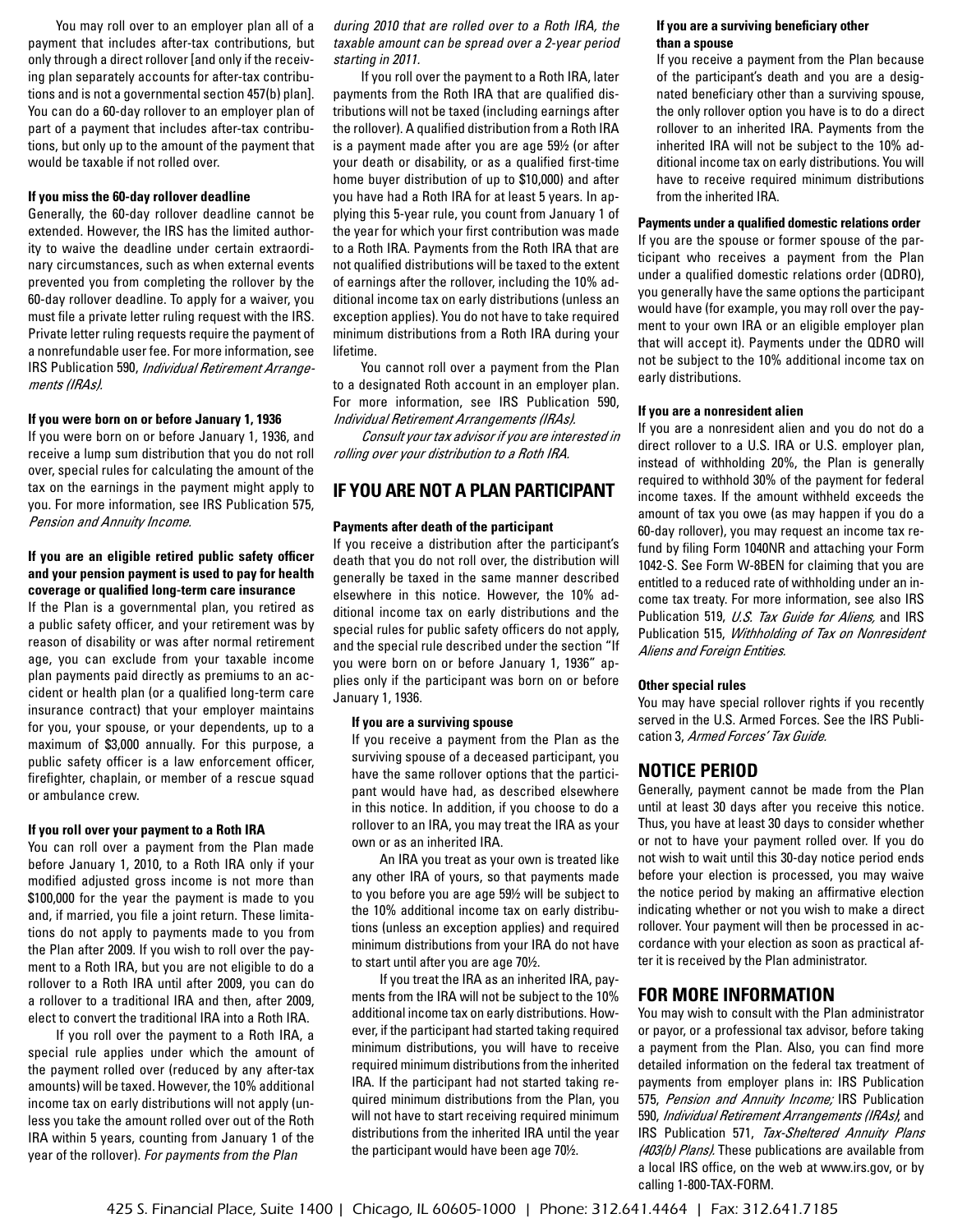You may roll over to an employer plan all of a payment that includes after-tax contributions, but only through a direct rollover [and only if the receiving plan separately accounts for after-tax contributions and is not a governmental section 457(b) plan]. You can do a 60-day rollover to an employer plan of part of a payment that includes after-tax contributions, but only up to the amount of the payment that would be taxable if not rolled over.

**If you miss the 60-day rollover deadline**

Generally, the 60-day rollover deadline cannot be extended. However, the IRS has the limited authority to waive the deadline under certain extraordinary circumstances, such as when external events prevented you from completing the rollover by the 60-day rollover deadline. To apply for a waiver, you must file a private letter ruling request with the IRS. Private letter ruling requests require the payment of a nonrefundable user fee. For more information, see IRS Publication 590, *Individual Retirement Arrangements (IRAs)*.

**If you were born on or before January 1, 1936**

If you were born on or before January 1, 1936, and receive a lump sum distribution that you do not roll over, special rules for calculating the amount of the tax on the earnings in the payment might apply to you. For more information, see IRS Publication 575, *Pension and Annuity Income*.

**If you are an eligible retired public safety officer and your pension payment is used to pay for health coverage or qualified long-term care insurance**

If the Plan is a governmental plan, you retired as a public safety officer, and your retirement was by reason of disability or was after normal retirement age, you can exclude from your taxable income plan payments paid directly as premiums to an accident or health plan (or a qualified long-term care insurance contract) that your employer maintains for you, your spouse, or your dependents, up to a maximum of $3,000 annually. For this purpose, a public safety officer is a law enforcement officer, firefighter, chaplain, or member of a rescue squad or ambulance crew.

**If you roll over your payment to a Roth IRA**

You can roll over a payment from the Plan made before January 1, 2010, to a Roth IRA only if your modified adjusted gross income is not more than $100,000 for the year the payment is made to you and, if married, you file a joint return. These limitations do not apply to payments made to you from the Plan after 2009. If you wish to roll over the payment to a Roth IRA, but you are not eligible to do a rollover to a Roth IRA until after 2009, you can do a rollover to a traditional IRA and then, after 2009, elect to convert the traditional IRA into a Roth IRA.

If you roll over the payment to a Roth IRA, a special rule applies under which the amount of the payment rolled over (reduced by any after-tax amounts) will be taxed. However, the 10% additional income tax on early distributions will not apply (unless you take the amount rolled over out of the Roth IRA within 5 years, counting from January 1 of the year of the rollover). *For payments from the Plan during 2010 that are rolled over to a Roth IRA, the taxable amount can be spread over a 2-year period starting in 2011.*

If you roll over the payment to a Roth IRA, later payments from the Roth IRA that are qualified distributions will not be taxed (including earnings after the rollover). A qualified distribution from a Roth IRA is a payment made after you are age 59½ (or after your death or disability, or as a qualified first-time home buyer distribution of up to $10,000) and after you have had a Roth IRA for at least 5 years. In applying this 5-year rule, you count from January 1 of the year for which your first contribution was made to a Roth IRA. Payments from the Roth IRA that are not qualified distributions will be taxed to the extent of earnings after the rollover, including the 10% additional income tax on early distributions (unless an exception applies). You do not have to take required minimum distributions from a Roth IRA during your lifetime.

You cannot roll over a payment from the Plan to a designated Roth account in an employer plan. For more information, see IRS Publication 590, *Individual Retirement Arrangements (IRAs)*.

*Consult your tax advisor if you are interested in rolling over your distribution to a Roth IRA.*

## IF YOU ARE NOT A PLAN PARTICIPANT

**Payments after death of the participant**

If you receive a distribution after the participant's death that you do not roll over, the distribution will generally be taxed in the same manner described elsewhere in this notice. However, the 10% additional income tax on early distributions and the special rules for public safety officers do not apply, and the special rule described under the section "If you were born on or before January 1, 1936" applies only if the participant was born on or before January 1, 1936.

**If you are a surviving spouse**

If you receive a payment from the Plan as the surviving spouse of a deceased participant, you have the same rollover options that the participant would have had, as described elsewhere in this notice. In addition, if you choose to do a rollover to an IRA, you may treat the IRA as your own or as an inherited IRA.

An IRA you treat as your own is treated like any other IRA of yours, so that payments made to you before you are age 59½ will be subject to the 10% additional income tax on early distributions (unless an exception applies) and required minimum distributions from your IRA do not have to start until after you are age 70½.

If you treat the IRA as an inherited IRA, payments from the IRA will not be subject to the 10% additional income tax on early distributions. However, if the participant had started taking required minimum distributions, you will have to receive required minimum distributions from the inherited IRA. If the participant had not started taking required minimum distributions from the Plan, you will not have to start receiving required minimum distributions from the inherited IRA until the year the participant would have been age 70½.

**If you are a surviving beneficiary other than a spouse**

If you receive a payment from the Plan because of the participant's death and you are a designated beneficiary other than a surviving spouse, the only rollover option you have is to do a direct rollover to an inherited IRA. Payments from the inherited IRA will not be subject to the 10% additional income tax on early distributions. You will have to receive required minimum distributions from the inherited IRA.

**Payments under a qualified domestic relations order**

If you are the spouse or former spouse of the participant who receives a payment from the Plan under a qualified domestic relations order (QDRO), you generally have the same options the participant would have (for example, you may roll over the payment to your own IRA or an eligible employer plan that will accept it). Payments under the QDRO will not be subject to the 10% additional income tax on early distributions.

**If you are a nonresident alien**

If you are a nonresident alien and you do not do a direct rollover to a U.S. IRA or U.S. employer plan, instead of withholding 20%, the Plan is generally required to withhold 30% of the payment for federal income taxes. If the amount withheld exceeds the amount of tax you owe (as may happen if you do a 60-day rollover), you may request an income tax refund by filing Form 1040NR and attaching your Form 1042-S. See Form W-8BEN for claiming that you are entitled to a reduced rate of withholding under an income tax treaty. For more information, see also IRS Publication 519, *U.S. Tax Guide for Aliens*, and IRS Publication 515, *Withholding of Tax on Nonresident Aliens and Foreign Entities*.

**Other special rules**

You may have special rollover rights if you recently served in the U.S. Armed Forces. See the IRS Publication 3, *Armed Forces' Tax Guide*.

## NOTICE PERIOD

Generally, payment cannot be made from the Plan until at least 30 days after you receive this notice. Thus, you have at least 30 days to consider whether or not to have your payment rolled over. If you do not wish to wait until this 30-day notice period ends before your election is processed, you may waive the notice period by making an affirmative election indicating whether or not you wish to make a direct rollover. Your payment will then be processed in accordance with your election as soon as practical after it is received by the Plan administrator.

## FOR MORE INFORMATION

You may wish to consult with the Plan administrator or payor, or a professional tax advisor, before taking a payment from the Plan. Also, you can find more detailed information on the federal tax treatment of payments from employer plans in: IRS Publication 575, *Pension and Annuity Income;* IRS Publication 590, *Individual Retirement Arrangements (IRAs)*; and IRS Publication 571, *Tax-Sheltered Annuity Plans (403(b) Plans)*. These publications are available from a local IRS office, on the web at www.irs.gov, or by calling 1-800-TAX-FORM.

425 S. Financial Place, Suite 1400 | Chicago, IL 60605-1000 | Phone: 312.641.4464 | Fax: 312.641.7185